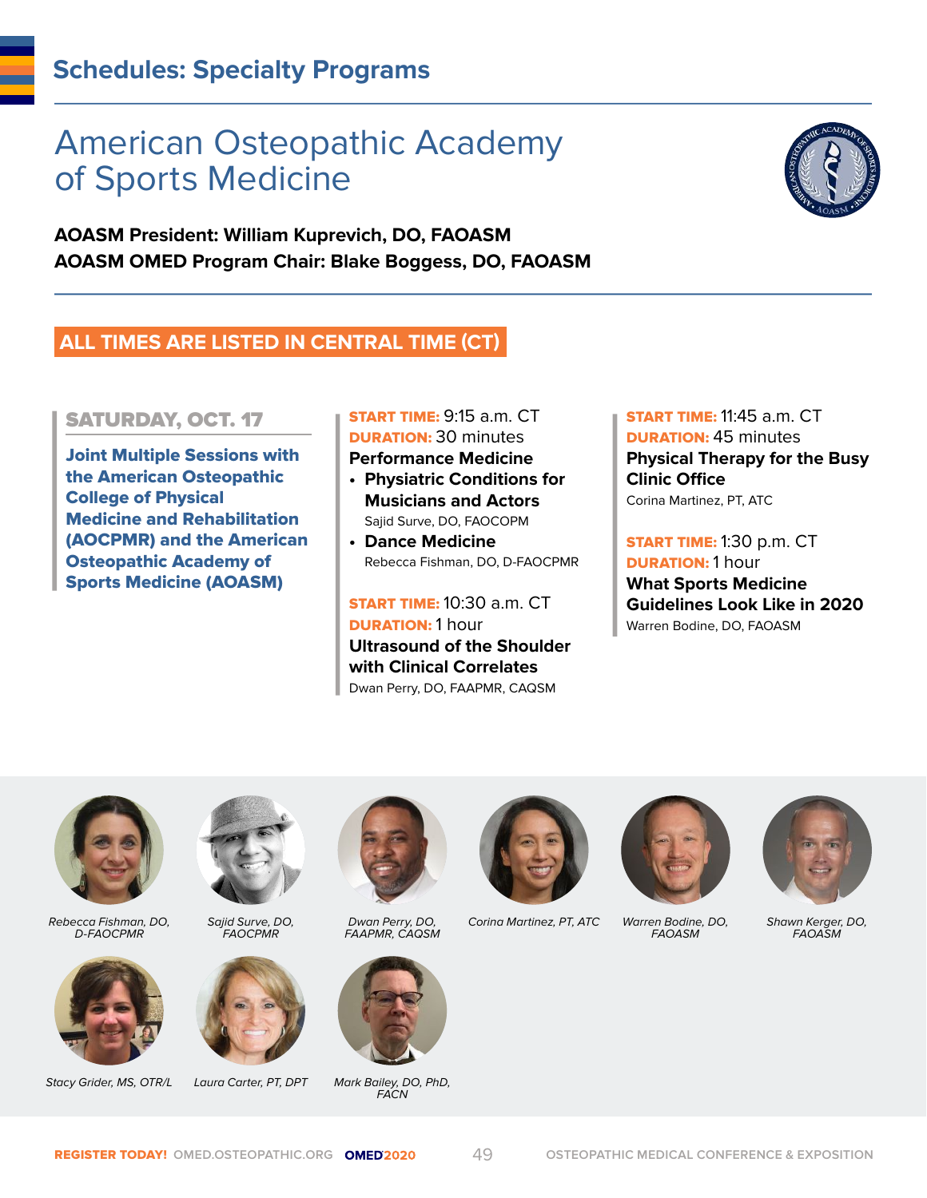# Schedules: Specialty Programs

## American Osteopathic Academy of Sports Medicine

**AOASM President: William Kuprevich, DO, FAOASM**
**AOASM OMED Program Chair: Blake Boggess, DO, FAOASM**

**ALL TIMES ARE LISTED IN CENTRAL TIME (CT)**

### SATURDAY, OCT. 17

**Joint Multiple Sessions with the American Osteopathic College of Physical Medicine and Rehabilitation (AOCPMR) and the American Osteopathic Academy of Sports Medicine (AOASM)**

**START TIME:** 9:15 a.m. CT
**DURATION:** 30 minutes
**Performance Medicine**

- **Physiatric Conditions for Musicians and Actors**
  Sajid Surve, DO, FAOCOPM
- **Dance Medicine**
  Rebecca Fishman, DO, D-FAOCPMR

**START TIME:** 10:30 a.m. CT
**DURATION:** 1 hour
**Ultrasound of the Shoulder with Clinical Correlates**
Dwan Perry, DO, FAAPMR, CAQSM

**START TIME:** 11:45 a.m. CT
**DURATION:** 45 minutes
**Physical Therapy for the Busy Clinic Office**
Corina Martinez, PT, ATC

**START TIME:** 1:30 p.m. CT
**DURATION:** 1 hour
**What Sports Medicine Guidelines Look Like in 2020**
Warren Bodine, DO, FAOASM

*Rebecca Fishman, DO, D-FAOCPMR*

*Sajid Surve, DO, FAOCPMR*

*Dwan Perry, DO, FAAPMR, CAQSM*

*Corina Martinez, PT, ATC*

*Warren Bodine, DO, FAOASM*

*Shawn Kerger, DO, FAOASM*

*Stacy Grider, MS, OTR/L*

*Laura Carter, PT, DPT*

*Mark Bailey, DO, PhD, FACN*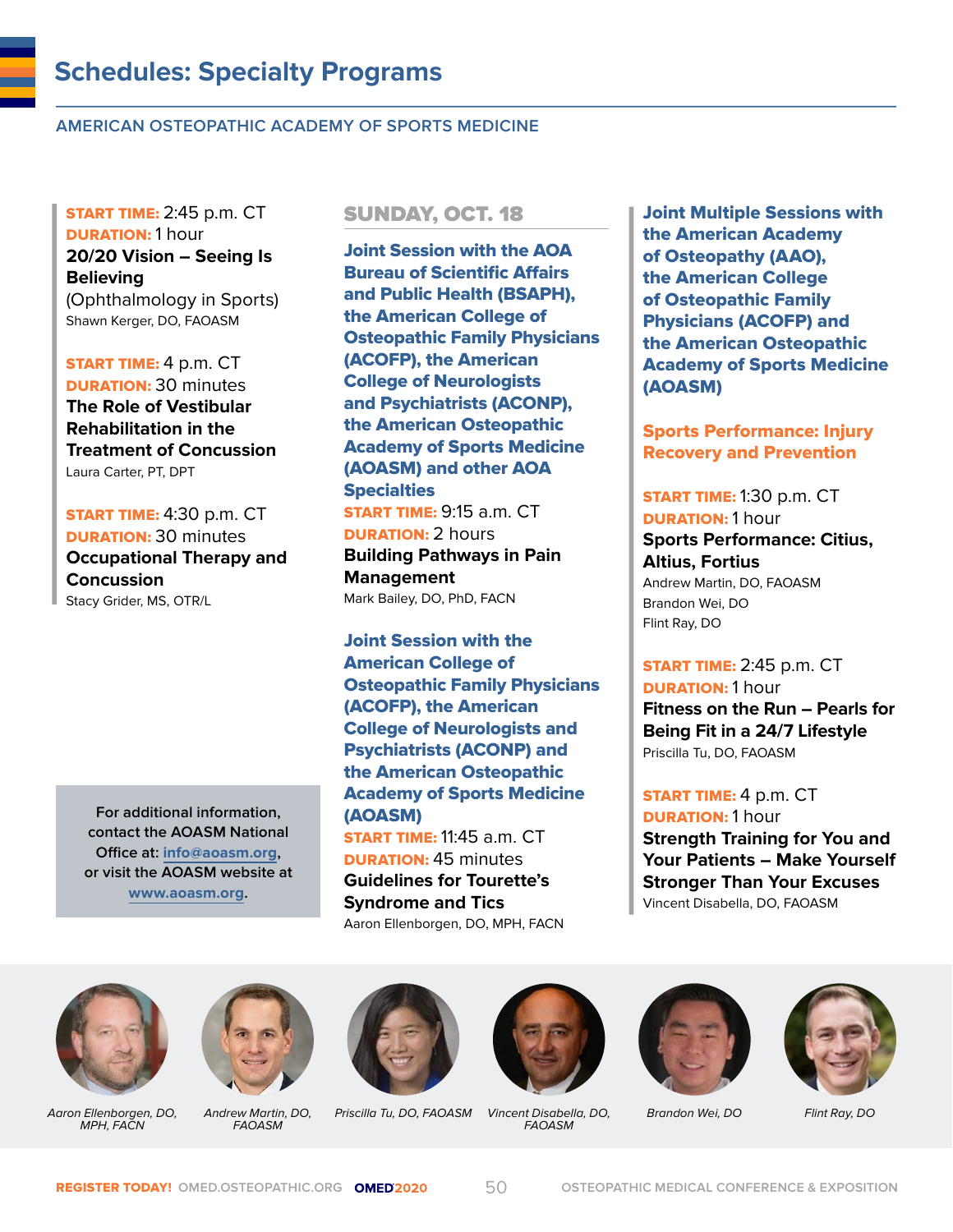# Schedules: Specialty Programs

## AMERICAN OSTEOPATHIC ACADEMY OF SPORTS MEDICINE

**START TIME:** 2:45 p.m. CT
**DURATION:** 1 hour
**20/20 Vision – Seeing Is Believing**
(Ophthalmology in Sports)
Shawn Kerger, DO, FAOASM

**START TIME:** 4 p.m. CT
**DURATION:** 30 minutes
**The Role of Vestibular Rehabilitation in the Treatment of Concussion**
Laura Carter, PT, DPT

**START TIME:** 4:30 p.m. CT
**DURATION:** 30 minutes
**Occupational Therapy and Concussion**
Stacy Grider, MS, OTR/L

For additional information, contact the AOASM National Office at: info@aoasm.org, or visit the AOASM website at www.aoasm.org.

### SUNDAY, OCT. 18

#### Joint Session with the AOA Bureau of Scientific Affairs and Public Health (BSAPH), the American College of Osteopathic Family Physicians (ACOFP), the American College of Neurologists and Psychiatrists (ACONP), the American Osteopathic Academy of Sports Medicine (AOASM) and other AOA Specialties

**START TIME:** 9:15 a.m. CT
**DURATION:** 2 hours
**Building Pathways in Pain Management**
Mark Bailey, DO, PhD, FACN

#### Joint Session with the American College of Osteopathic Family Physicians (ACOFP), the American College of Neurologists and Psychiatrists (ACONP) and the American Osteopathic Academy of Sports Medicine (AOASM)

**START TIME:** 11:45 a.m. CT
**DURATION:** 45 minutes
**Guidelines for Tourette's Syndrome and Tics**
Aaron Ellenborgen, DO, MPH, FACN

#### Joint Multiple Sessions with the American Academy of Osteopathy (AAO), the American College of Osteopathic Family Physicians (ACOFP) and the American Osteopathic Academy of Sports Medicine (AOASM)

#### Sports Performance: Injury Recovery and Prevention

**START TIME:** 1:30 p.m. CT
**DURATION:** 1 hour
**Sports Performance: Citius, Altius, Fortius**
Andrew Martin, DO, FAOASM
Brandon Wei, DO
Flint Ray, DO

**START TIME:** 2:45 p.m. CT
**DURATION:** 1 hour
**Fitness on the Run – Pearls for Being Fit in a 24/7 Lifestyle**
Priscilla Tu, DO, FAOASM

**START TIME:** 4 p.m. CT
**DURATION:** 1 hour
**Strength Training for You and Your Patients – Make Yourself Stronger Than Your Excuses**
Vincent Disabella, DO, FAOASM

*Aaron Ellenborgen, DO, MPH, FACN*

*Andrew Martin, DO, FAOASM*

*Priscilla Tu, DO, FAOASM*

*Vincent Disabella, DO, FAOASM*

*Brandon Wei, DO*

*Flint Ray, DO*